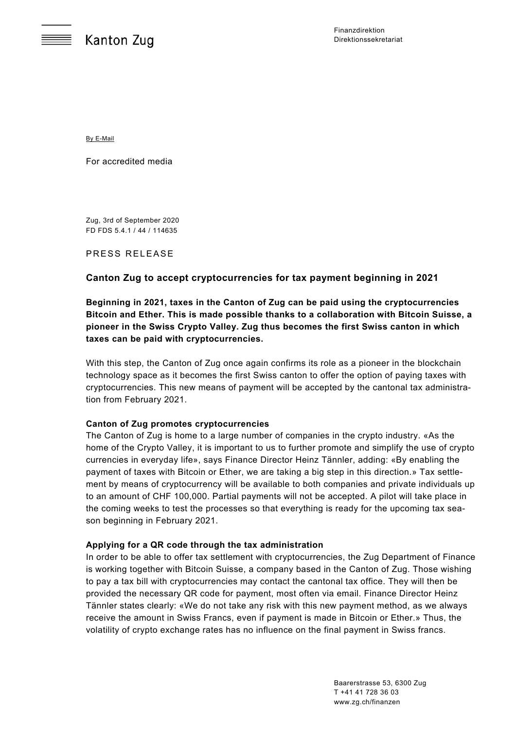Kanton Zug

Finanzdirektion
Direktionssekretariat

By E-Mail

For accredited media

Zug, 3rd of September 2020
FD FDS 5.4.1 / 44 / 114635

PRESS RELEASE

## Canton Zug to accept cryptocurrencies for tax payment beginning in 2021

**Beginning in 2021, taxes in the Canton of Zug can be paid using the cryptocurrencies Bitcoin and Ether. This is made possible thanks to a collaboration with Bitcoin Suisse, a pioneer in the Swiss Crypto Valley. Zug thus becomes the first Swiss canton in which taxes can be paid with cryptocurrencies.**

With this step, the Canton of Zug once again confirms its role as a pioneer in the blockchain technology space as it becomes the first Swiss canton to offer the option of paying taxes with cryptocurrencies. This new means of payment will be accepted by the cantonal tax administration from February 2021.

### Canton of Zug promotes cryptocurrencies

The Canton of Zug is home to a large number of companies in the crypto industry. «As the home of the Crypto Valley, it is important to us to further promote and simplify the use of crypto currencies in everyday life», says Finance Director Heinz Tännler, adding: «By enabling the payment of taxes with Bitcoin or Ether, we are taking a big step in this direction.» Tax settlement by means of cryptocurrency will be available to both companies and private individuals up to an amount of CHF 100,000. Partial payments will not be accepted. A pilot will take place in the coming weeks to test the processes so that everything is ready for the upcoming tax season beginning in February 2021.

### Applying for a QR code through the tax administration

In order to be able to offer tax settlement with cryptocurrencies, the Zug Department of Finance is working together with Bitcoin Suisse, a company based in the Canton of Zug. Those wishing to pay a tax bill with cryptocurrencies may contact the cantonal tax office. They will then be provided the necessary QR code for payment, most often via email. Finance Director Heinz Tännler states clearly: «We do not take any risk with this new payment method, as we always receive the amount in Swiss Francs, even if payment is made in Bitcoin or Ether.» Thus, the volatility of crypto exchange rates has no influence on the final payment in Swiss francs.

Baarerstrasse 53, 6300 Zug
T +41 41 728 36 03
www.zg.ch/finanzen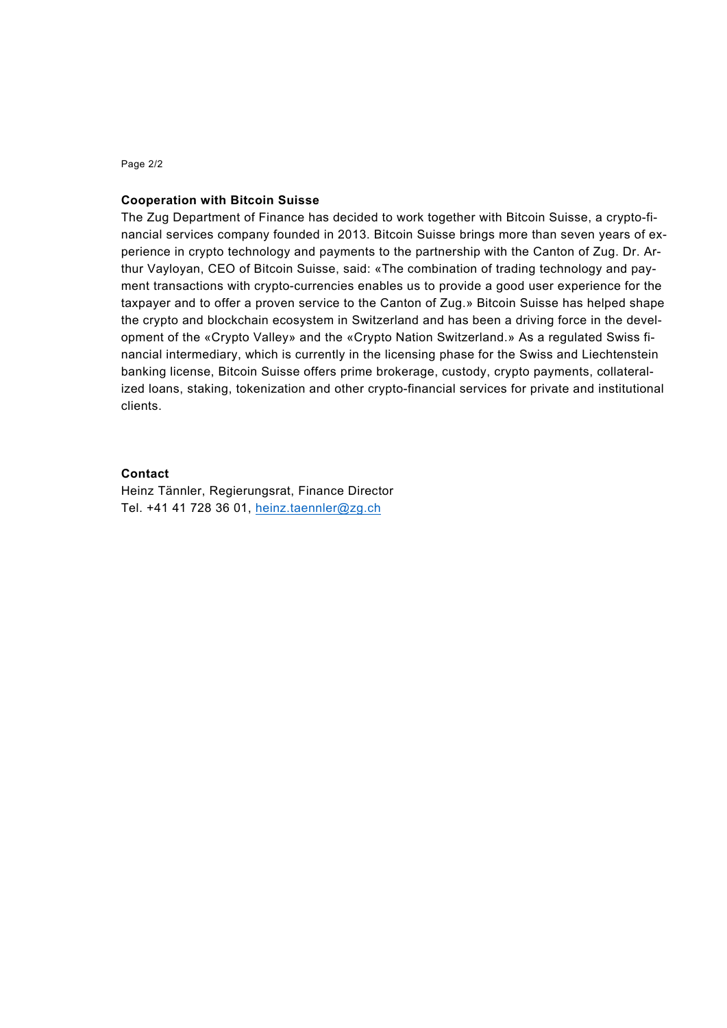**Cooperation with Bitcoin Suisse**

The Zug Department of Finance has decided to work together with Bitcoin Suisse, a crypto-financial services company founded in 2013. Bitcoin Suisse brings more than seven years of experience in crypto technology and payments to the partnership with the Canton of Zug. Dr. Arthur Vayloyan, CEO of Bitcoin Suisse, said: «The combination of trading technology and payment transactions with crypto-currencies enables us to provide a good user experience for the taxpayer and to offer a proven service to the Canton of Zug.» Bitcoin Suisse has helped shape the crypto and blockchain ecosystem in Switzerland and has been a driving force in the development of the «Crypto Valley» and the «Crypto Nation Switzerland.» As a regulated Swiss financial intermediary, which is currently in the licensing phase for the Swiss and Liechtenstein banking license, Bitcoin Suisse offers prime brokerage, custody, crypto payments, collateralized loans, staking, tokenization and other crypto-financial services for private and institutional clients.

**Contact**

Heinz Tännler, Regierungsrat, Finance Director
Tel. +41 41 728 36 01, heinz.taennler@zg.ch